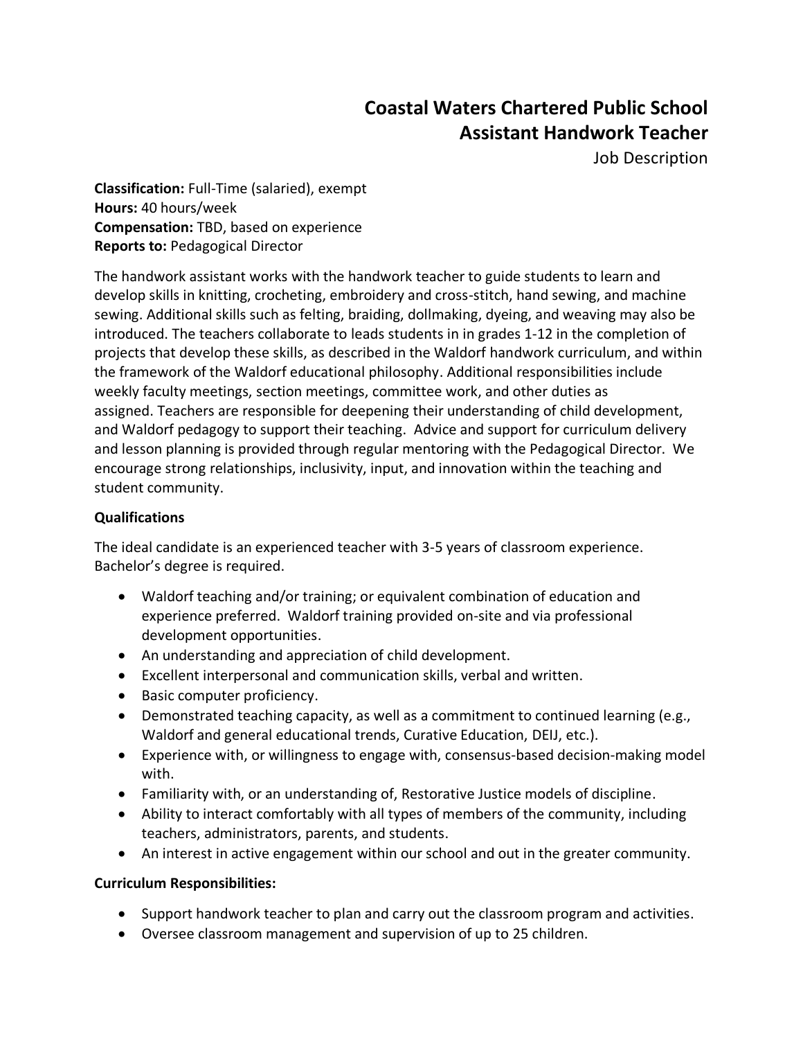# Coastal Waters Chartered Public School
## Assistant Handwork Teacher

Job Description

**Classification:** Full-Time (salaried), exempt
**Hours:** 40 hours/week
**Compensation:** TBD, based on experience
**Reports to:** Pedagogical Director

The handwork assistant works with the handwork teacher to guide students to learn and develop skills in knitting, crocheting, embroidery and cross-stitch, hand sewing, and machine sewing. Additional skills such as felting, braiding, dollmaking, dyeing, and weaving may also be introduced. The teachers collaborate to leads students in in grades 1-12 in the completion of projects that develop these skills, as described in the Waldorf handwork curriculum, and within the framework of the Waldorf educational philosophy. Additional responsibilities include weekly faculty meetings, section meetings, committee work, and other duties as assigned. Teachers are responsible for deepening their understanding of child development, and Waldorf pedagogy to support their teaching. Advice and support for curriculum delivery and lesson planning is provided through regular mentoring with the Pedagogical Director. We encourage strong relationships, inclusivity, input, and innovation within the teaching and student community.

**Qualifications**

The ideal candidate is an experienced teacher with 3-5 years of classroom experience. Bachelor's degree is required.

- Waldorf teaching and/or training; or equivalent combination of education and experience preferred. Waldorf training provided on-site and via professional development opportunities.
- An understanding and appreciation of child development.
- Excellent interpersonal and communication skills, verbal and written.
- Basic computer proficiency.
- Demonstrated teaching capacity, as well as a commitment to continued learning (e.g., Waldorf and general educational trends, Curative Education, DEIJ, etc.).
- Experience with, or willingness to engage with, consensus-based decision-making model with.
- Familiarity with, or an understanding of, Restorative Justice models of discipline.
- Ability to interact comfortably with all types of members of the community, including teachers, administrators, parents, and students.
- An interest in active engagement within our school and out in the greater community.

**Curriculum Responsibilities:**

- Support handwork teacher to plan and carry out the classroom program and activities.
- Oversee classroom management and supervision of up to 25 children.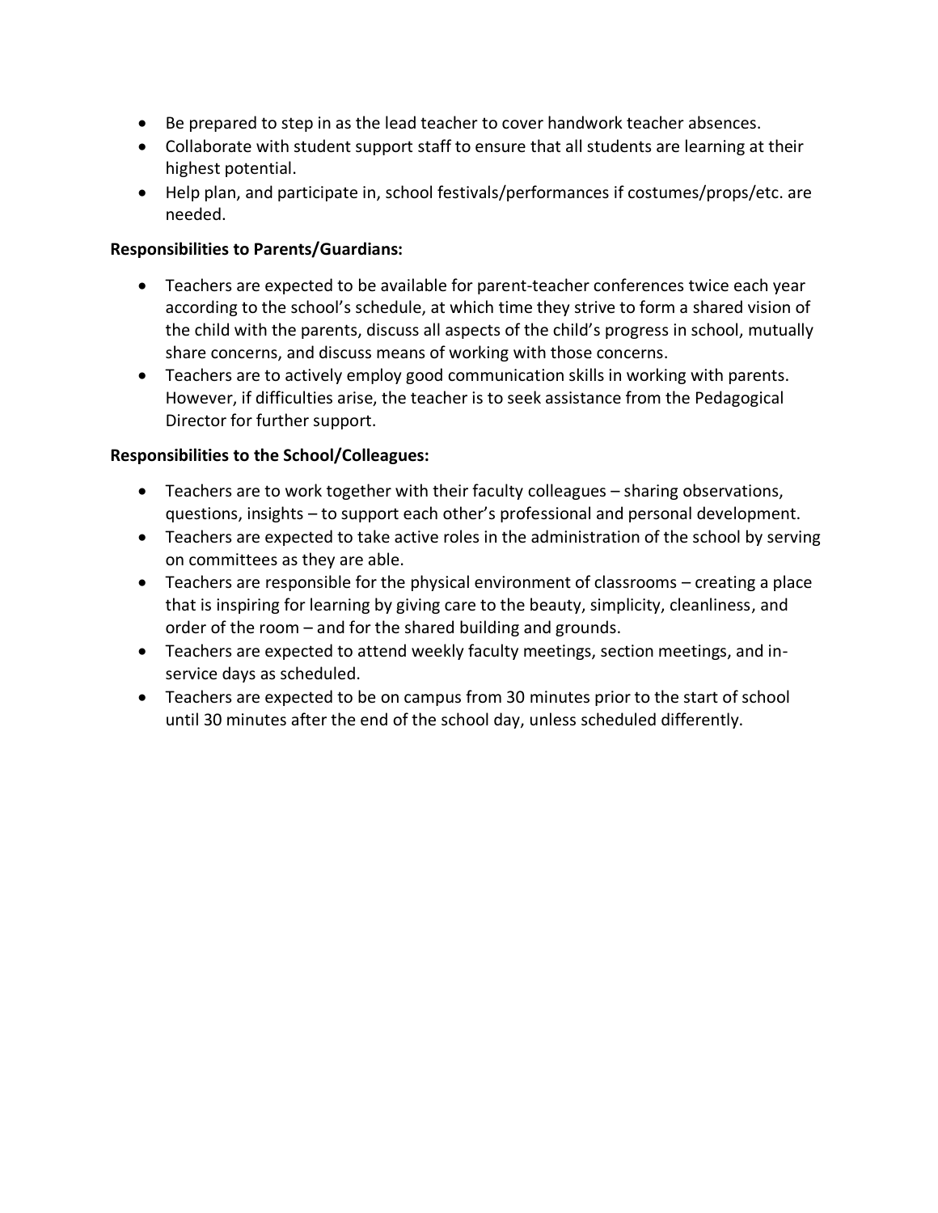- Be prepared to step in as the lead teacher to cover handwork teacher absences.
- Collaborate with student support staff to ensure that all students are learning at their highest potential.
- Help plan, and participate in, school festivals/performances if costumes/props/etc. are needed.

**Responsibilities to Parents/Guardians:**

- Teachers are expected to be available for parent-teacher conferences twice each year according to the school's schedule, at which time they strive to form a shared vision of the child with the parents, discuss all aspects of the child's progress in school, mutually share concerns, and discuss means of working with those concerns.
- Teachers are to actively employ good communication skills in working with parents. However, if difficulties arise, the teacher is to seek assistance from the Pedagogical Director for further support.

**Responsibilities to the School/Colleagues:**

- Teachers are to work together with their faculty colleagues – sharing observations, questions, insights – to support each other's professional and personal development.
- Teachers are expected to take active roles in the administration of the school by serving on committees as they are able.
- Teachers are responsible for the physical environment of classrooms – creating a place that is inspiring for learning by giving care to the beauty, simplicity, cleanliness, and order of the room – and for the shared building and grounds.
- Teachers are expected to attend weekly faculty meetings, section meetings, and in-service days as scheduled.
- Teachers are expected to be on campus from 30 minutes prior to the start of school until 30 minutes after the end of the school day, unless scheduled differently.